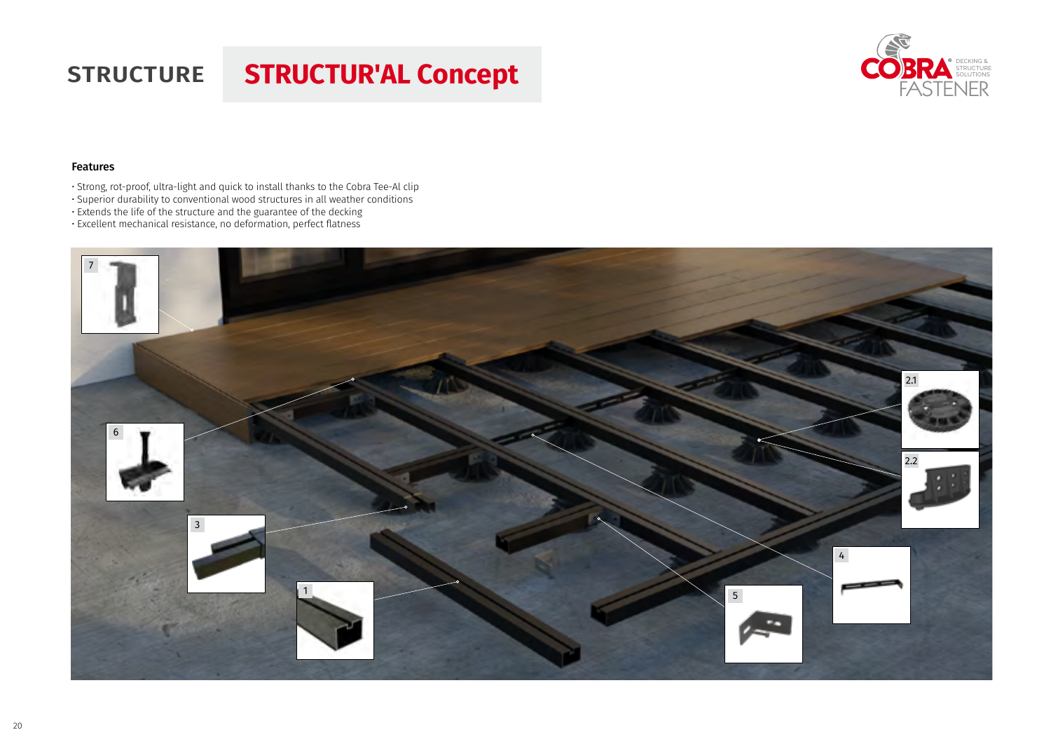# STRUCTURE

## STRUCTUR'AL Concept

### Features

- Strong, rot-proof, ultra-light and quick to install thanks to the Cobra Tee-Al clip
- Superior durability to conventional wood structures in all weather conditions
- Extends the life of the structure and the guarantee of the decking
- Excellent mechanical resistance, no deformation, perfect flatness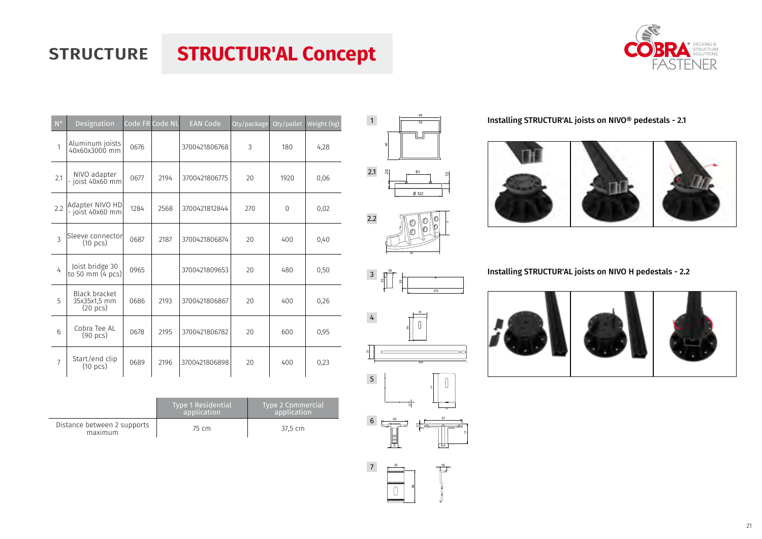# STRUCTURE

## STRUCTUR'AL Concept

| N° | Designation | Code FR | Code NL | EAN Code | Qty/package | Qty/pallet | Weight (kg) |
|---|---|---|---|---|---|---|---|
| 1 | Aluminum joists 40x60x3000 mm | 0676 | | 3700421806768 | 3 | 180 | 4,28 |
| 2.1 | NIVO adapter - joist 40x60 mm | 0677 | 2194 | 3700421806775 | 20 | 1920 | 0,06 |
| 2.2 | Adapter NIVO HD - joist 40x60 mm | 1284 | 2568 | 3700421812844 | 270 | 0 | 0,02 |
| 3 | Sleeve connector (10 pcs) | 0687 | 2187 | 3700421806874 | 20 | 400 | 0,40 |
| 4 | Joist bridge 30 to 50 mm (4 pcs) | 0965 | | 3700421809653 | 20 | 480 | 0,50 |
| 5 | Black bracket 35x35x1,5 mm (20 pcs) | 0686 | 2193 | 3700421806867 | 20 | 400 | 0,26 |
| 6 | Cobra Tee AL (90 pcs) | 0678 | 2195 | 3700421806782 | 20 | 600 | 0,95 |
| 7 | Start/end clip (10 pcs) | 0689 | 2196 | 3700421806898 | 20 | 400 | 0,23 |

| | Type 1 Residential application | Type 2 Commercial application |
|---|---|---|
| Distance between 2 supports maximum | 75 cm | 37,5 cm |

**Installing STRUCTUR'AL joists on NIVO® pedestals - 2.1**

**Installing STRUCTUR'AL joists on NIVO H pedestals - 2.2**